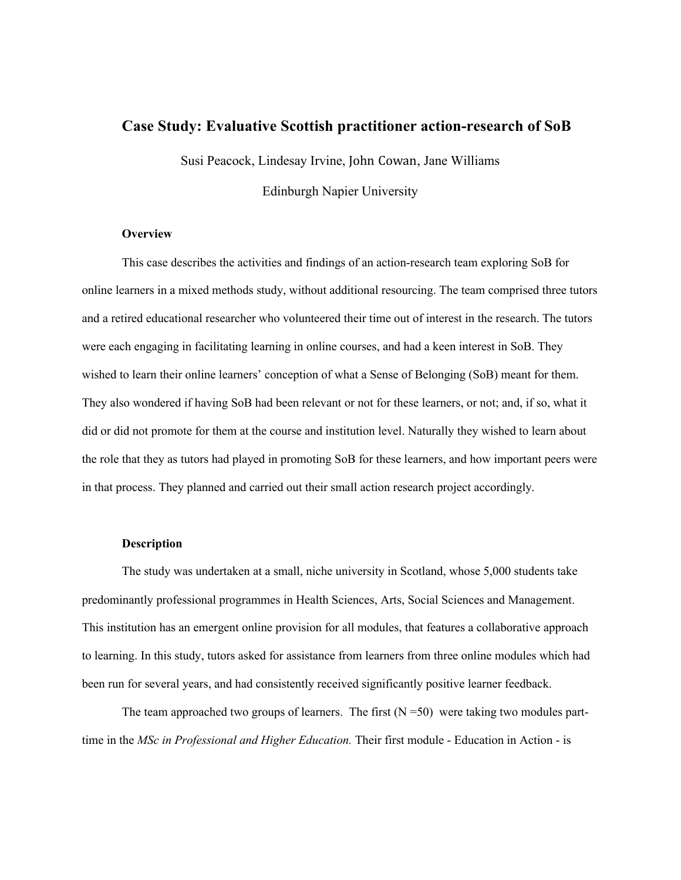# Case Study: Evaluative Scottish practitioner action-research of SoB

Susi Peacock, Lindesay Irvine, John Cowan, Jane Williams

Edinburgh Napier University

### Overview

This case describes the activities and findings of an action-research team exploring SoB for online learners in a mixed methods study, without additional resourcing. The team comprised three tutors and a retired educational researcher who volunteered their time out of interest in the research. The tutors were each engaging in facilitating learning in online courses, and had a keen interest in SoB. They wished to learn their online learners' conception of what a Sense of Belonging (SoB) meant for them. They also wondered if having SoB had been relevant or not for these learners, or not; and, if so, what it did or did not promote for them at the course and institution level. Naturally they wished to learn about the role that they as tutors had played in promoting SoB for these learners, and how important peers were in that process. They planned and carried out their small action research project accordingly.

### Description

The study was undertaken at a small, niche university in Scotland, whose 5,000 students take predominantly professional programmes in Health Sciences, Arts, Social Sciences and Management. This institution has an emergent online provision for all modules, that features a collaborative approach to learning. In this study, tutors asked for assistance from learners from three online modules which had been run for several years, and had consistently received significantly positive learner feedback.

The team approached two groups of learners. The first (N =50) were taking two modules part-time in the *MSc in Professional and Higher Education.* Their first module - Education in Action - is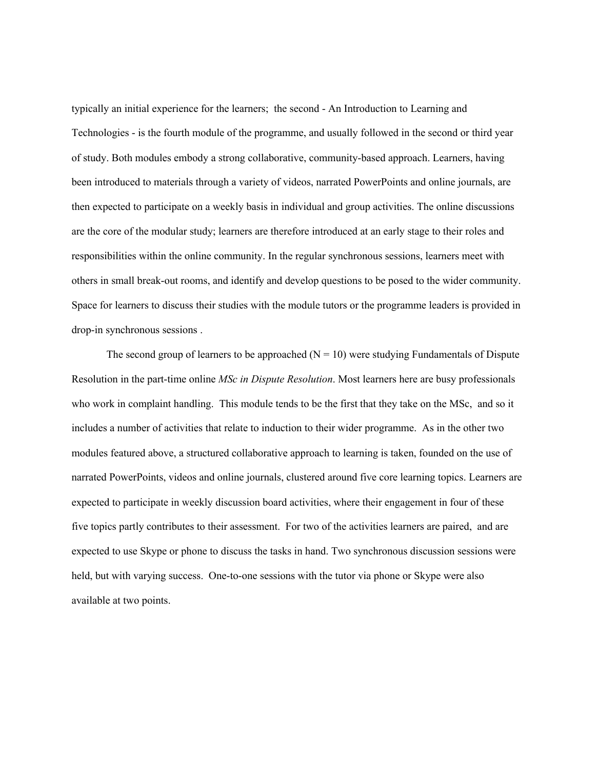typically an initial experience for the learners; the second - An Introduction to Learning and Technologies - is the fourth module of the programme, and usually followed in the second or third year of study. Both modules embody a strong collaborative, community-based approach. Learners, having been introduced to materials through a variety of videos, narrated PowerPoints and online journals, are then expected to participate on a weekly basis in individual and group activities. The online discussions are the core of the modular study; learners are therefore introduced at an early stage to their roles and responsibilities within the online community. In the regular synchronous sessions, learners meet with others in small break-out rooms, and identify and develop questions to be posed to the wider community. Space for learners to discuss their studies with the module tutors or the programme leaders is provided in drop-in synchronous sessions .

The second group of learners to be approached (N = 10) were studying Fundamentals of Dispute Resolution in the part-time online *MSc in Dispute Resolution*. Most learners here are busy professionals who work in complaint handling. This module tends to be the first that they take on the MSc, and so it includes a number of activities that relate to induction to their wider programme. As in the other two modules featured above, a structured collaborative approach to learning is taken, founded on the use of narrated PowerPoints, videos and online journals, clustered around five core learning topics. Learners are expected to participate in weekly discussion board activities, where their engagement in four of these five topics partly contributes to their assessment. For two of the activities learners are paired, and are expected to use Skype or phone to discuss the tasks in hand. Two synchronous discussion sessions were held, but with varying success. One-to-one sessions with the tutor via phone or Skype were also available at two points.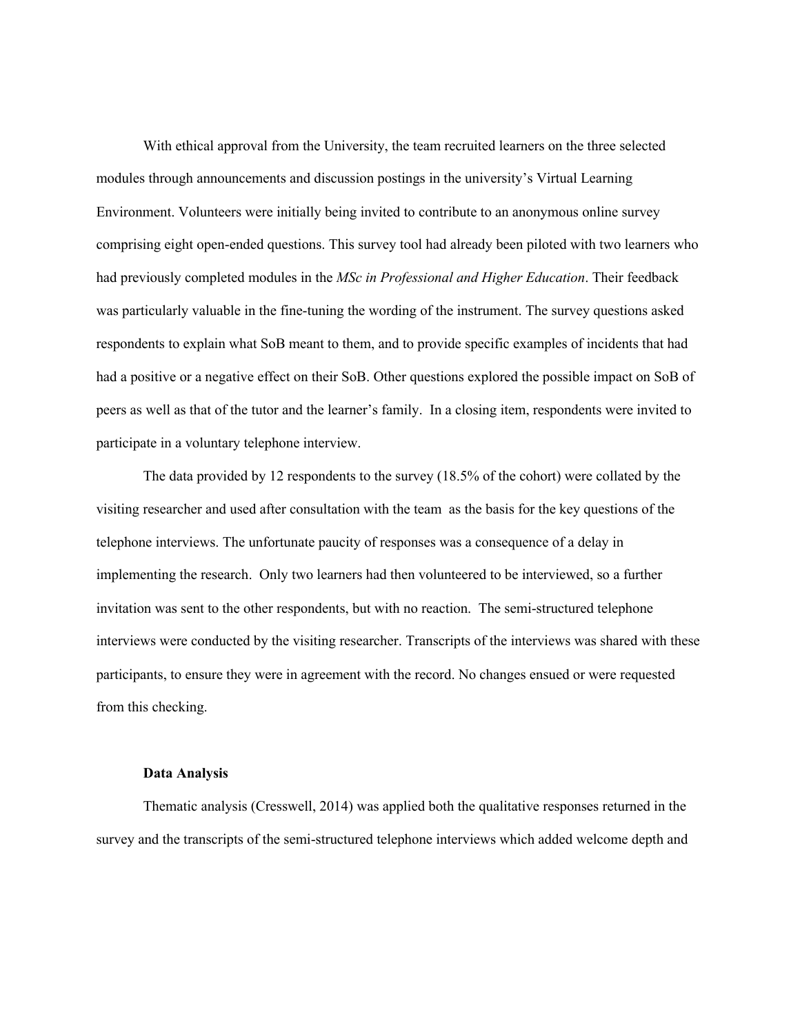With ethical approval from the University, the team recruited learners on the three selected modules through announcements and discussion postings in the university's Virtual Learning Environment. Volunteers were initially being invited to contribute to an anonymous online survey comprising eight open-ended questions. This survey tool had already been piloted with two learners who had previously completed modules in the *MSc in Professional and Higher Education*. Their feedback was particularly valuable in the fine-tuning the wording of the instrument. The survey questions asked respondents to explain what SoB meant to them, and to provide specific examples of incidents that had had a positive or a negative effect on their SoB. Other questions explored the possible impact on SoB of peers as well as that of the tutor and the learner's family. In a closing item, respondents were invited to participate in a voluntary telephone interview.

The data provided by 12 respondents to the survey (18.5% of the cohort) were collated by the visiting researcher and used after consultation with the team as the basis for the key questions of the telephone interviews. The unfortunate paucity of responses was a consequence of a delay in implementing the research. Only two learners had then volunteered to be interviewed, so a further invitation was sent to the other respondents, but with no reaction. The semi-structured telephone interviews were conducted by the visiting researcher. Transcripts of the interviews was shared with these participants, to ensure they were in agreement with the record. No changes ensued or were requested from this checking.

### Data Analysis

Thematic analysis (Cresswell, 2014) was applied both the qualitative responses returned in the survey and the transcripts of the semi-structured telephone interviews which added welcome depth and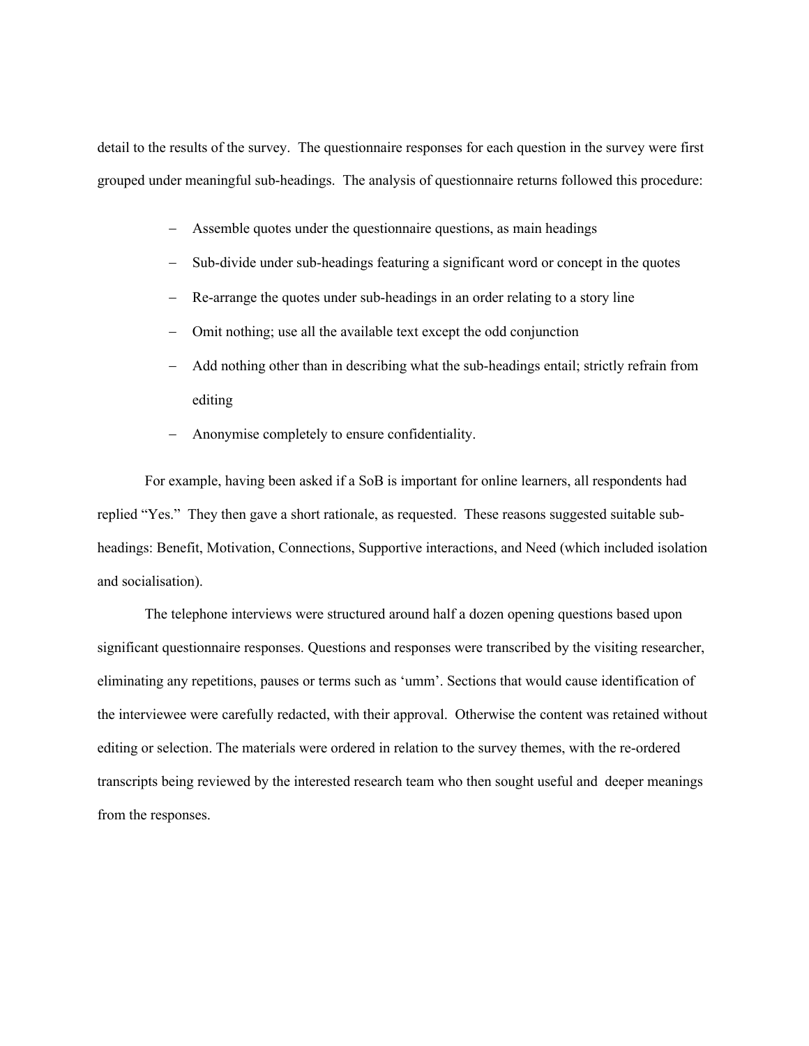detail to the results of the survey. The questionnaire responses for each question in the survey were first grouped under meaningful sub-headings. The analysis of questionnaire returns followed this procedure:

- Assemble quotes under the questionnaire questions, as main headings
- Sub-divide under sub-headings featuring a significant word or concept in the quotes
- Re-arrange the quotes under sub-headings in an order relating to a story line
- Omit nothing; use all the available text except the odd conjunction
- Add nothing other than in describing what the sub-headings entail; strictly refrain from editing
- Anonymise completely to ensure confidentiality.

For example, having been asked if a SoB is important for online learners, all respondents had replied "Yes." They then gave a short rationale, as requested. These reasons suggested suitable sub-headings: Benefit, Motivation, Connections, Supportive interactions, and Need (which included isolation and socialisation).

The telephone interviews were structured around half a dozen opening questions based upon significant questionnaire responses. Questions and responses were transcribed by the visiting researcher, eliminating any repetitions, pauses or terms such as 'umm'. Sections that would cause identification of the interviewee were carefully redacted, with their approval. Otherwise the content was retained without editing or selection. The materials were ordered in relation to the survey themes, with the re-ordered transcripts being reviewed by the interested research team who then sought useful and deeper meanings from the responses.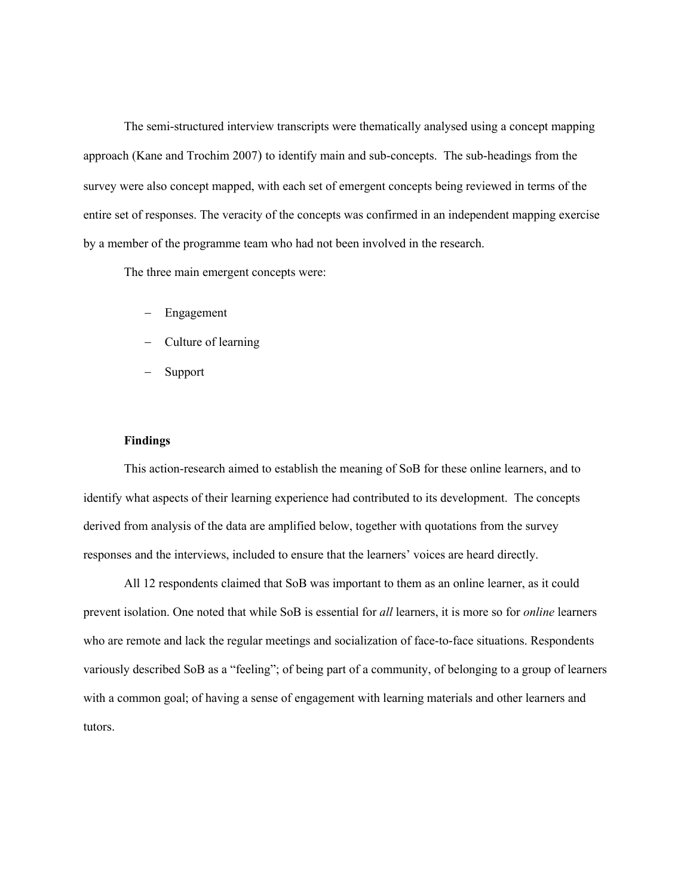The semi-structured interview transcripts were thematically analysed using a concept mapping approach (Kane and Trochim 2007) to identify main and sub-concepts. The sub-headings from the survey were also concept mapped, with each set of emergent concepts being reviewed in terms of the entire set of responses. The veracity of the concepts was confirmed in an independent mapping exercise by a member of the programme team who had not been involved in the research.

The three main emergent concepts were:

- Engagement
- Culture of learning
- Support

**Findings**

This action-research aimed to establish the meaning of SoB for these online learners, and to identify what aspects of their learning experience had contributed to its development. The concepts derived from analysis of the data are amplified below, together with quotations from the survey responses and the interviews, included to ensure that the learners' voices are heard directly.

All 12 respondents claimed that SoB was important to them as an online learner, as it could prevent isolation. One noted that while SoB is essential for *all* learners, it is more so for *online* learners who are remote and lack the regular meetings and socialization of face-to-face situations. Respondents variously described SoB as a "feeling"; of being part of a community, of belonging to a group of learners with a common goal; of having a sense of engagement with learning materials and other learners and tutors.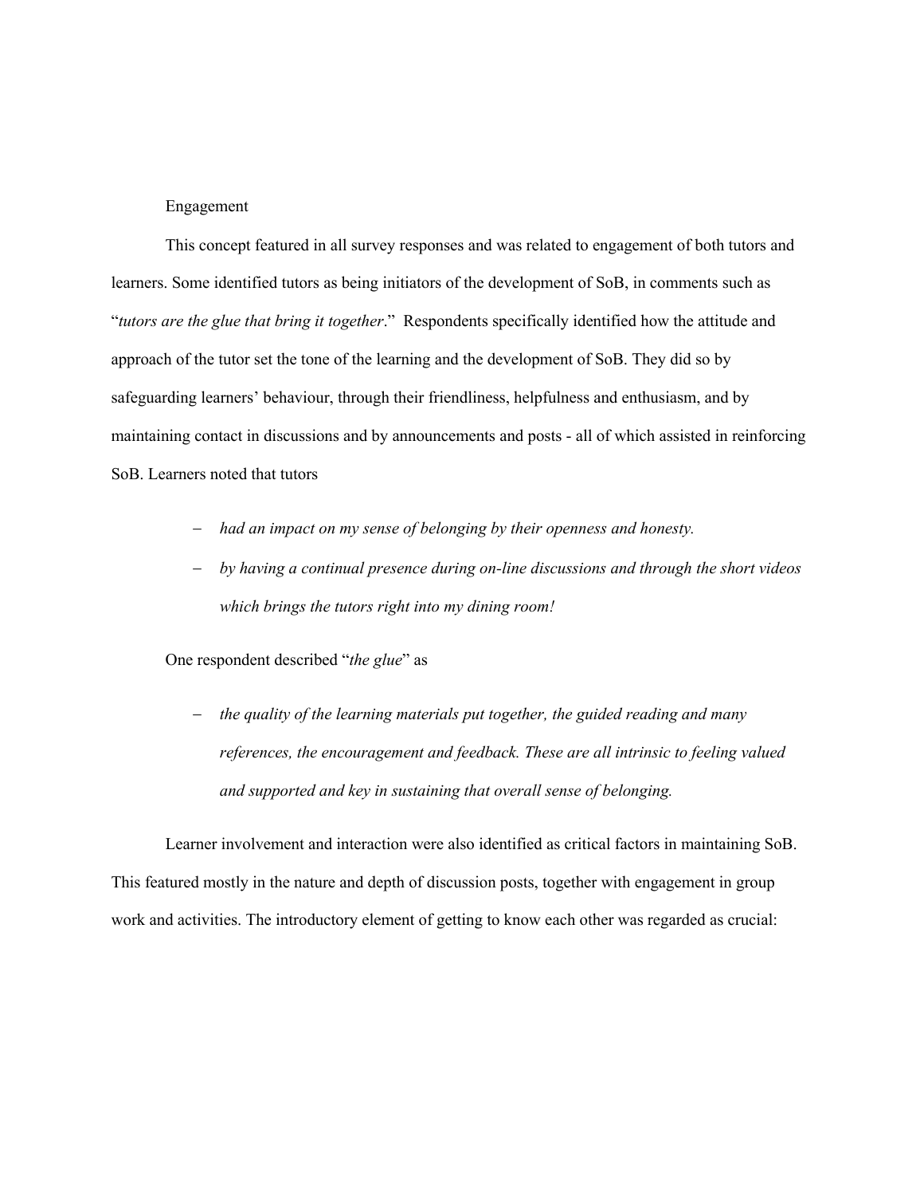### Engagement

This concept featured in all survey responses and was related to engagement of both tutors and learners. Some identified tutors as being initiators of the development of SoB, in comments such as "*tutors are the glue that bring it together*." Respondents specifically identified how the attitude and approach of the tutor set the tone of the learning and the development of SoB. They did so by safeguarding learners' behaviour, through their friendliness, helpfulness and enthusiasm, and by maintaining contact in discussions and by announcements and posts - all of which assisted in reinforcing SoB. Learners noted that tutors

- *had an impact on my sense of belonging by their openness and honesty.*
- *by having a continual presence during on-line discussions and through the short videos which brings the tutors right into my dining room!*

One respondent described "*the glue*" as

- *the quality of the learning materials put together, the guided reading and many references, the encouragement and feedback. These are all intrinsic to feeling valued and supported and key in sustaining that overall sense of belonging.*

Learner involvement and interaction were also identified as critical factors in maintaining SoB. This featured mostly in the nature and depth of discussion posts, together with engagement in group work and activities. The introductory element of getting to know each other was regarded as crucial: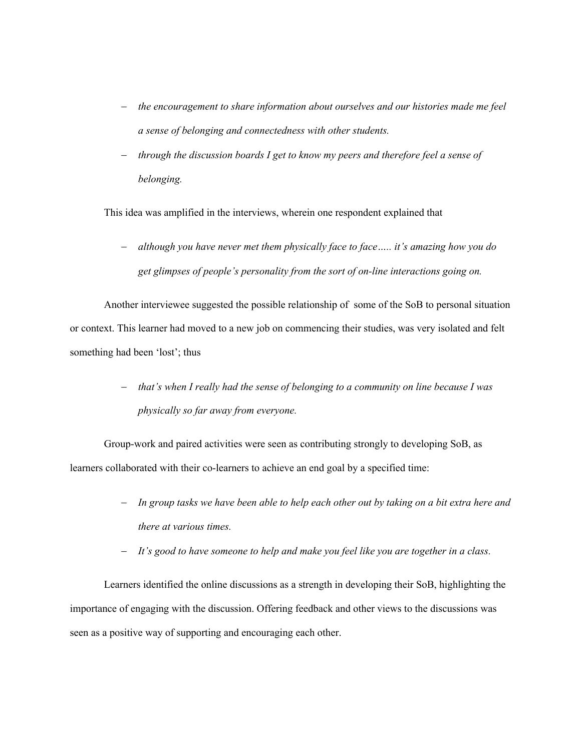- *the encouragement to share information about ourselves and our histories made me feel a sense of belonging and connectedness with other students.*
- *through the discussion boards I get to know my peers and therefore feel a sense of belonging.*

This idea was amplified in the interviews, wherein one respondent explained that

- *although you have never met them physically face to face….. it's amazing how you do get glimpses of people's personality from the sort of on-line interactions going on.*

Another interviewee suggested the possible relationship of some of the SoB to personal situation or context. This learner had moved to a new job on commencing their studies, was very isolated and felt something had been 'lost'; thus

- *that's when I really had the sense of belonging to a community on line because I was physically so far away from everyone.*

Group-work and paired activities were seen as contributing strongly to developing SoB, as learners collaborated with their co-learners to achieve an end goal by a specified time:

- *In group tasks we have been able to help each other out by taking on a bit extra here and there at various times.*
- *It's good to have someone to help and make you feel like you are together in a class.*

Learners identified the online discussions as a strength in developing their SoB, highlighting the importance of engaging with the discussion. Offering feedback and other views to the discussions was seen as a positive way of supporting and encouraging each other.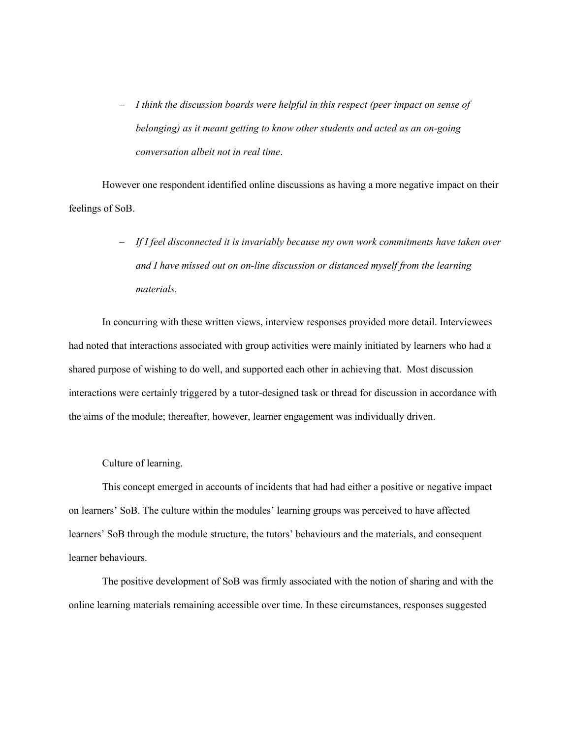- *I think the discussion boards were helpful in this respect (peer impact on sense of belonging) as it meant getting to know other students and acted as an on-going conversation albeit not in real time*.

However one respondent identified online discussions as having a more negative impact on their feelings of SoB.

- *If I feel disconnected it is invariably because my own work commitments have taken over and I have missed out on on-line discussion or distanced myself from the learning materials*.

In concurring with these written views, interview responses provided more detail. Interviewees had noted that interactions associated with group activities were mainly initiated by learners who had a shared purpose of wishing to do well, and supported each other in achieving that. Most discussion interactions were certainly triggered by a tutor-designed task or thread for discussion in accordance with the aims of the module; thereafter, however, learner engagement was individually driven.

Culture of learning.

This concept emerged in accounts of incidents that had had either a positive or negative impact on learners' SoB. The culture within the modules' learning groups was perceived to have affected learners' SoB through the module structure, the tutors' behaviours and the materials, and consequent learner behaviours.

The positive development of SoB was firmly associated with the notion of sharing and with the online learning materials remaining accessible over time. In these circumstances, responses suggested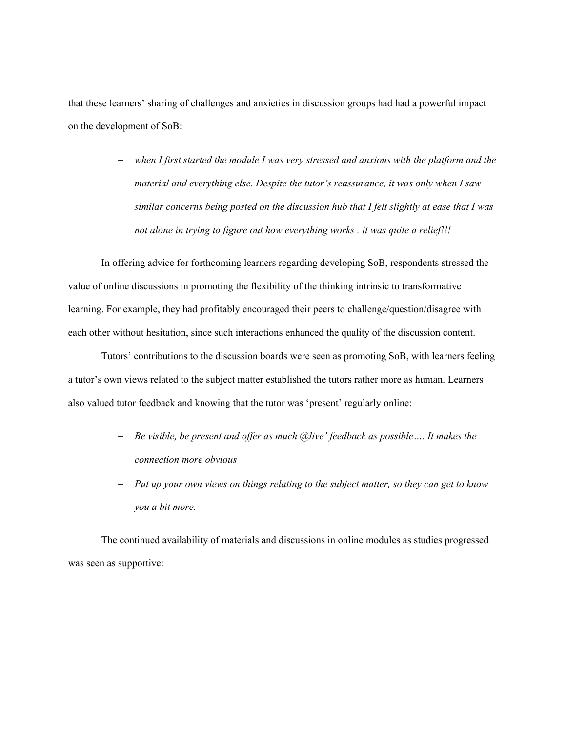that these learners' sharing of challenges and anxieties in discussion groups had had a powerful impact on the development of SoB:

- *when I first started the module I was very stressed and anxious with the platform and the material and everything else. Despite the tutor's reassurance, it was only when I saw similar concerns being posted on the discussion hub that I felt slightly at ease that I was not alone in trying to figure out how everything works . it was quite a relief!!!*

In offering advice for forthcoming learners regarding developing SoB, respondents stressed the value of online discussions in promoting the flexibility of the thinking intrinsic to transformative learning. For example, they had profitably encouraged their peers to challenge/question/disagree with each other without hesitation, since such interactions enhanced the quality of the discussion content.

Tutors' contributions to the discussion boards were seen as promoting SoB, with learners feeling a tutor's own views related to the subject matter established the tutors rather more as human. Learners also valued tutor feedback and knowing that the tutor was 'present' regularly online:

- *Be visible, be present and offer as much @live' feedback as possible…. It makes the connection more obvious*
- *Put up your own views on things relating to the subject matter, so they can get to know you a bit more.*

The continued availability of materials and discussions in online modules as studies progressed was seen as supportive: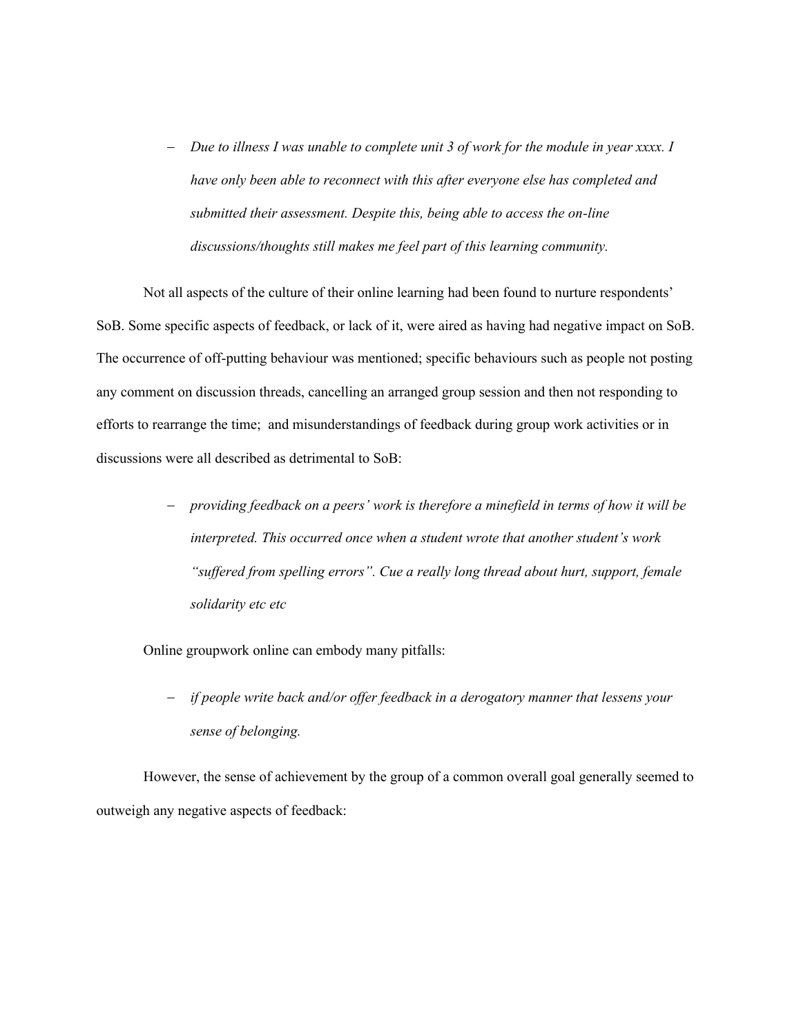- *Due to illness I was unable to complete unit 3 of work for the module in year xxxx. I have only been able to reconnect with this after everyone else has completed and submitted their assessment. Despite this, being able to access the on-line discussions/thoughts still makes me feel part of this learning community.*

Not all aspects of the culture of their online learning had been found to nurture respondents' SoB. Some specific aspects of feedback, or lack of it, were aired as having had negative impact on SoB. The occurrence of off-putting behaviour was mentioned; specific behaviours such as people not posting any comment on discussion threads, cancelling an arranged group session and then not responding to efforts to rearrange the time; and misunderstandings of feedback during group work activities or in discussions were all described as detrimental to SoB:

- *providing feedback on a peers' work is therefore a minefield in terms of how it will be interpreted. This occurred once when a student wrote that another student's work "suffered from spelling errors". Cue a really long thread about hurt, support, female solidarity etc etc*

Online groupwork online can embody many pitfalls:

- *if people write back and/or offer feedback in a derogatory manner that lessens your sense of belonging.*

However, the sense of achievement by the group of a common overall goal generally seemed to outweigh any negative aspects of feedback: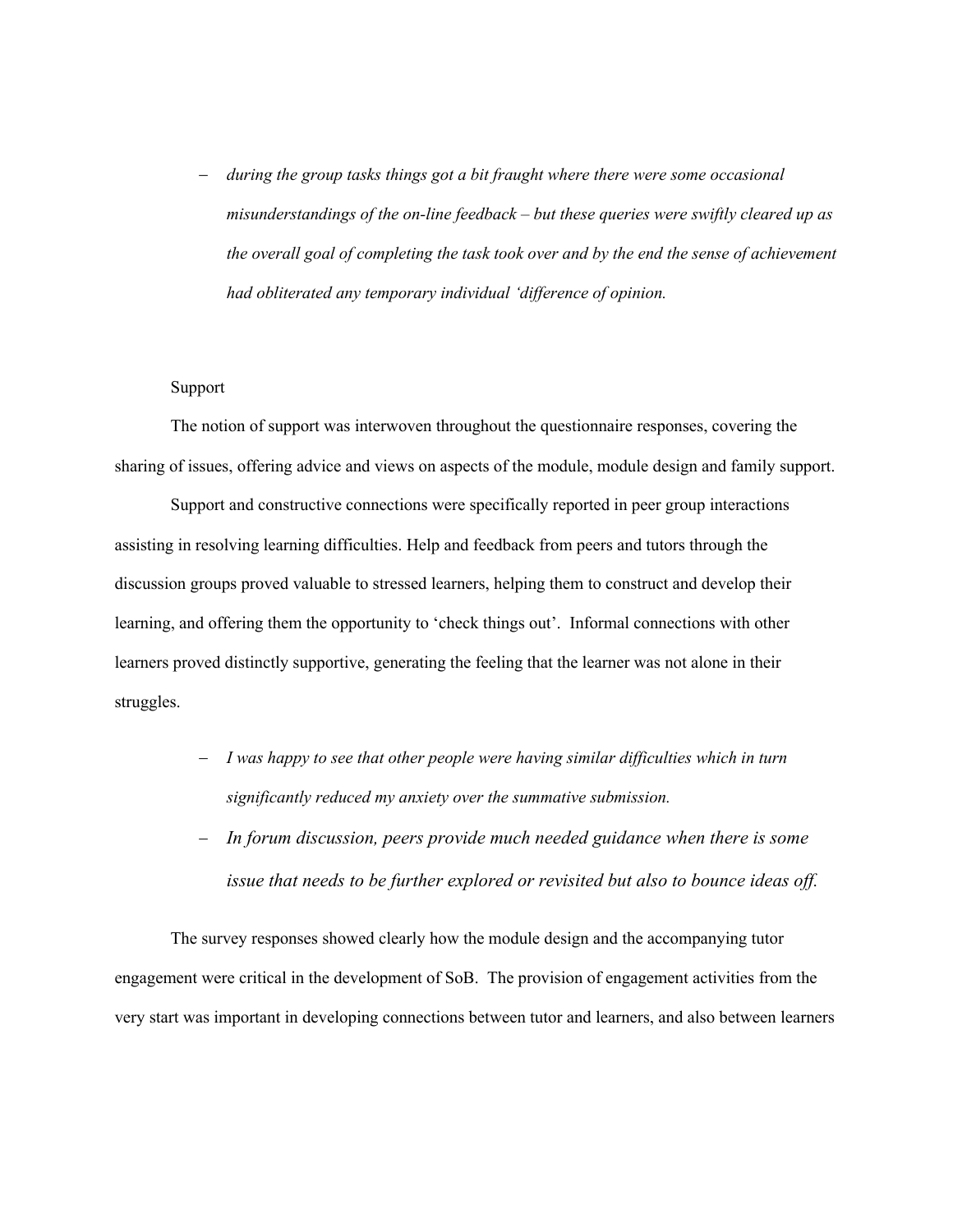- *during the group tasks things got a bit fraught where there were some occasional misunderstandings of the on-line feedback – but these queries were swiftly cleared up as the overall goal of completing the task took over and by the end the sense of achievement had obliterated any temporary individual 'difference of opinion.*

Support

The notion of support was interwoven throughout the questionnaire responses, covering the sharing of issues, offering advice and views on aspects of the module, module design and family support.

Support and constructive connections were specifically reported in peer group interactions assisting in resolving learning difficulties. Help and feedback from peers and tutors through the discussion groups proved valuable to stressed learners, helping them to construct and develop their learning, and offering them the opportunity to 'check things out'. Informal connections with other learners proved distinctly supportive, generating the feeling that the learner was not alone in their struggles.

- *I was happy to see that other people were having similar difficulties which in turn significantly reduced my anxiety over the summative submission.*
- *In forum discussion, peers provide much needed guidance when there is some issue that needs to be further explored or revisited but also to bounce ideas off.*

The survey responses showed clearly how the module design and the accompanying tutor engagement were critical in the development of SoB. The provision of engagement activities from the very start was important in developing connections between tutor and learners, and also between learners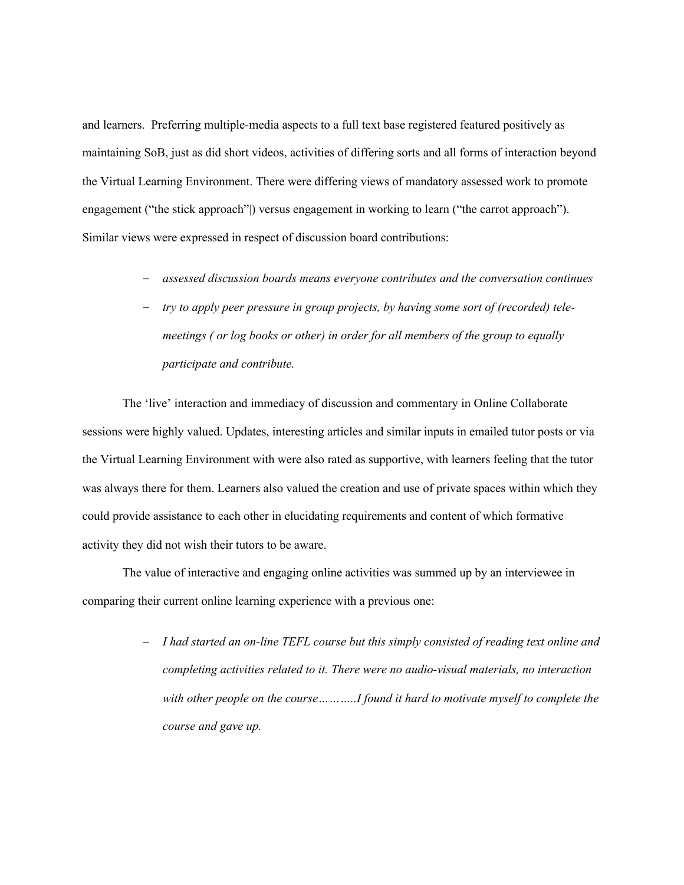and learners. Preferring multiple-media aspects to a full text base registered featured positively as maintaining SoB, just as did short videos, activities of differing sorts and all forms of interaction beyond the Virtual Learning Environment. There were differing views of mandatory assessed work to promote engagement ("the stick approach"|) versus engagement in working to learn ("the carrot approach"). Similar views were expressed in respect of discussion board contributions:

- *assessed discussion boards means everyone contributes and the conversation continues*
- *try to apply peer pressure in group projects, by having some sort of (recorded) tele-meetings ( or log books or other) in order for all members of the group to equally participate and contribute.*

The 'live' interaction and immediacy of discussion and commentary in Online Collaborate sessions were highly valued. Updates, interesting articles and similar inputs in emailed tutor posts or via the Virtual Learning Environment with were also rated as supportive, with learners feeling that the tutor was always there for them. Learners also valued the creation and use of private spaces within which they could provide assistance to each other in elucidating requirements and content of which formative activity they did not wish their tutors to be aware.

The value of interactive and engaging online activities was summed up by an interviewee in comparing their current online learning experience with a previous one:

- *I had started an on-line TEFL course but this simply consisted of reading text online and completing activities related to it. There were no audio-visual materials, no interaction with other people on the course………..I found it hard to motivate myself to complete the course and gave up.*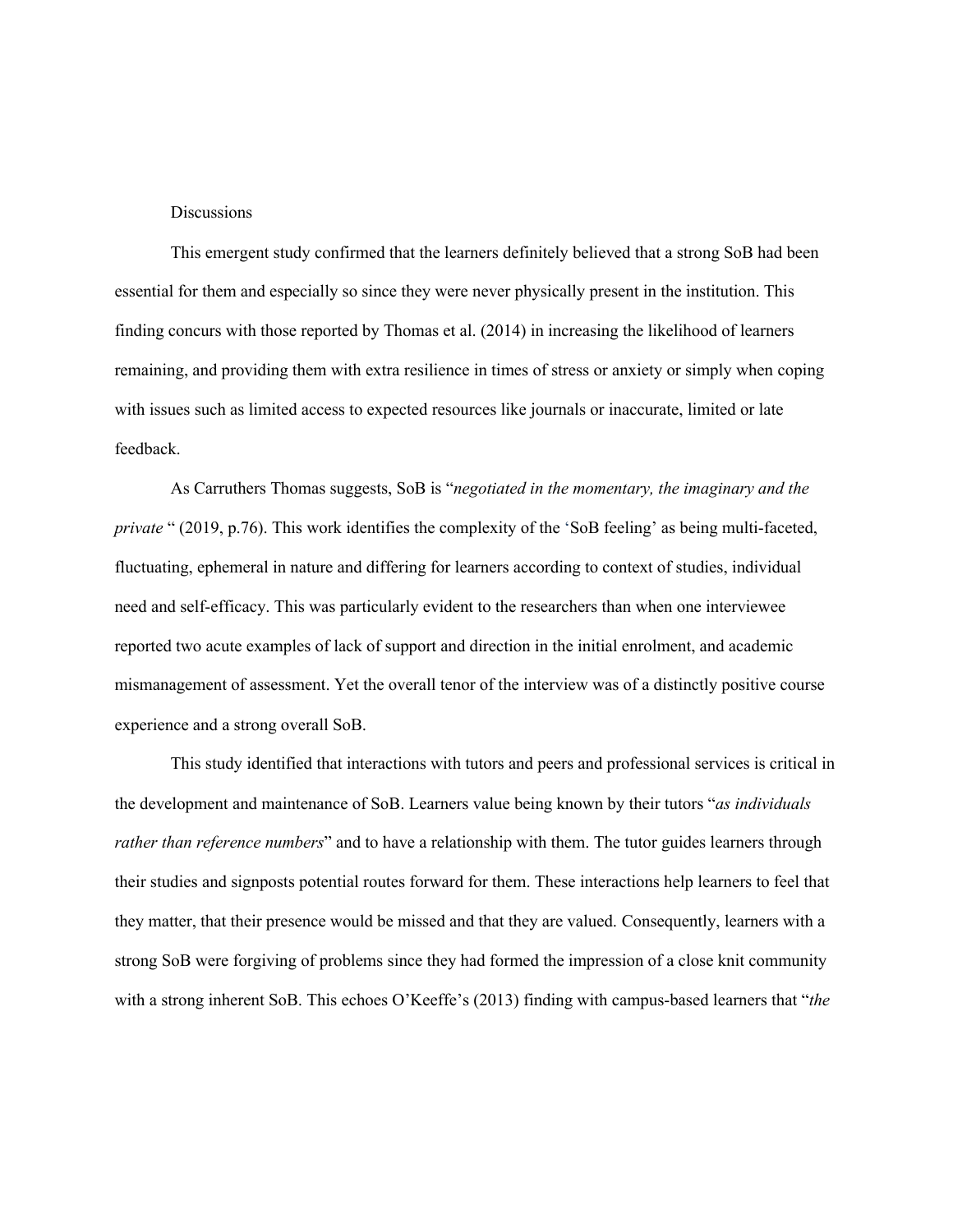## Discussions

This emergent study confirmed that the learners definitely believed that a strong SoB had been essential for them and especially so since they were never physically present in the institution. This finding concurs with those reported by Thomas et al. (2014) in increasing the likelihood of learners remaining, and providing them with extra resilience in times of stress or anxiety or simply when coping with issues such as limited access to expected resources like journals or inaccurate, limited or late feedback.

As Carruthers Thomas suggests, SoB is "*negotiated in the momentary, the imaginary and the private* " (2019, p.76). This work identifies the complexity of the 'SoB feeling' as being multi-faceted, fluctuating, ephemeral in nature and differing for learners according to context of studies, individual need and self-efficacy. This was particularly evident to the researchers than when one interviewee reported two acute examples of lack of support and direction in the initial enrolment, and academic mismanagement of assessment. Yet the overall tenor of the interview was of a distinctly positive course experience and a strong overall SoB.

This study identified that interactions with tutors and peers and professional services is critical in the development and maintenance of SoB. Learners value being known by their tutors "*as individuals rather than reference numbers*" and to have a relationship with them. The tutor guides learners through their studies and signposts potential routes forward for them. These interactions help learners to feel that they matter, that their presence would be missed and that they are valued. Consequently, learners with a strong SoB were forgiving of problems since they had formed the impression of a close knit community with a strong inherent SoB. This echoes O'Keeffe's (2013) finding with campus-based learners that "*the*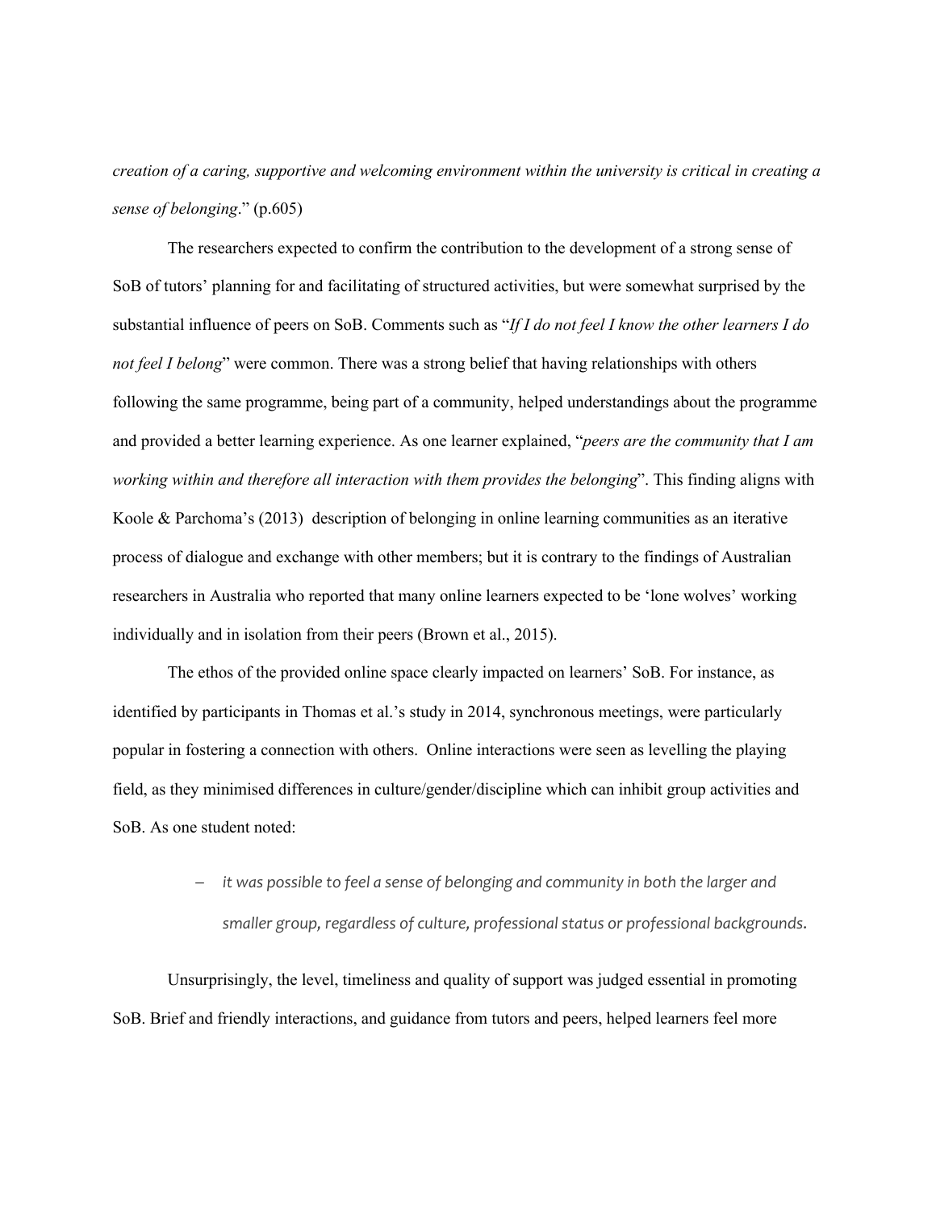*creation of a caring, supportive and welcoming environment within the university is critical in creating a sense of belonging*." (p.605)

The researchers expected to confirm the contribution to the development of a strong sense of SoB of tutors' planning for and facilitating of structured activities, but were somewhat surprised by the substantial influence of peers on SoB. Comments such as "*If I do not feel I know the other learners I do not feel I belong*" were common. There was a strong belief that having relationships with others following the same programme, being part of a community, helped understandings about the programme and provided a better learning experience. As one learner explained, "*peers are the community that I am working within and therefore all interaction with them provides the belonging*". This finding aligns with Koole & Parchoma's (2013)  description of belonging in online learning communities as an iterative process of dialogue and exchange with other members; but it is contrary to the findings of Australian researchers in Australia who reported that many online learners expected to be 'lone wolves' working individually and in isolation from their peers (Brown et al., 2015).

The ethos of the provided online space clearly impacted on learners' SoB. For instance, as identified by participants in Thomas et al.'s study in 2014, synchronous meetings, were particularly popular in fostering a connection with others.  Online interactions were seen as levelling the playing field, as they minimised differences in culture/gender/discipline which can inhibit group activities and SoB. As one student noted:

– *it was possible to feel a sense of belonging and community in both the larger and smaller group, regardless of culture, professional status or professional backgrounds.*

Unsurprisingly, the level, timeliness and quality of support was judged essential in promoting SoB. Brief and friendly interactions, and guidance from tutors and peers, helped learners feel more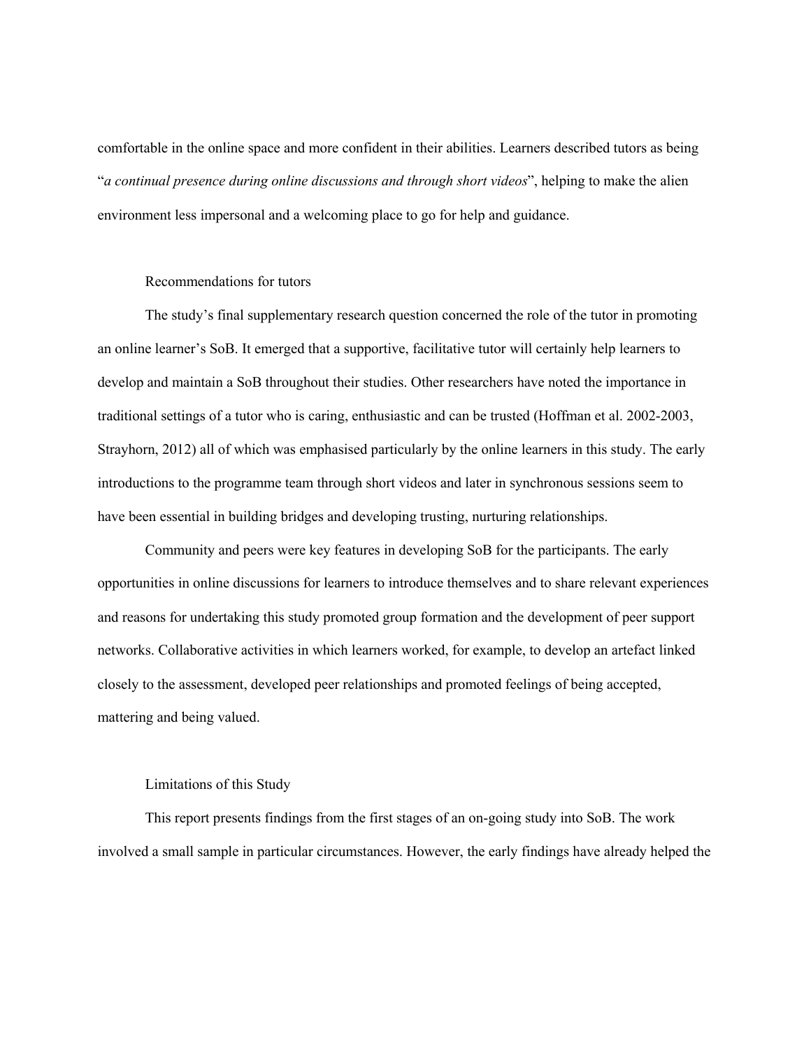comfortable in the online space and more confident in their abilities. Learners described tutors as being "*a continual presence during online discussions and through short videos*", helping to make the alien environment less impersonal and a welcoming place to go for help and guidance.

### Recommendations for tutors

The study's final supplementary research question concerned the role of the tutor in promoting an online learner's SoB. It emerged that a supportive, facilitative tutor will certainly help learners to develop and maintain a SoB throughout their studies. Other researchers have noted the importance in traditional settings of a tutor who is caring, enthusiastic and can be trusted (Hoffman et al. 2002-2003, Strayhorn, 2012) all of which was emphasised particularly by the online learners in this study. The early introductions to the programme team through short videos and later in synchronous sessions seem to have been essential in building bridges and developing trusting, nurturing relationships.

Community and peers were key features in developing SoB for the participants. The early opportunities in online discussions for learners to introduce themselves and to share relevant experiences and reasons for undertaking this study promoted group formation and the development of peer support networks. Collaborative activities in which learners worked, for example, to develop an artefact linked closely to the assessment, developed peer relationships and promoted feelings of being accepted, mattering and being valued.

### Limitations of this Study

This report presents findings from the first stages of an on-going study into SoB. The work involved a small sample in particular circumstances. However, the early findings have already helped the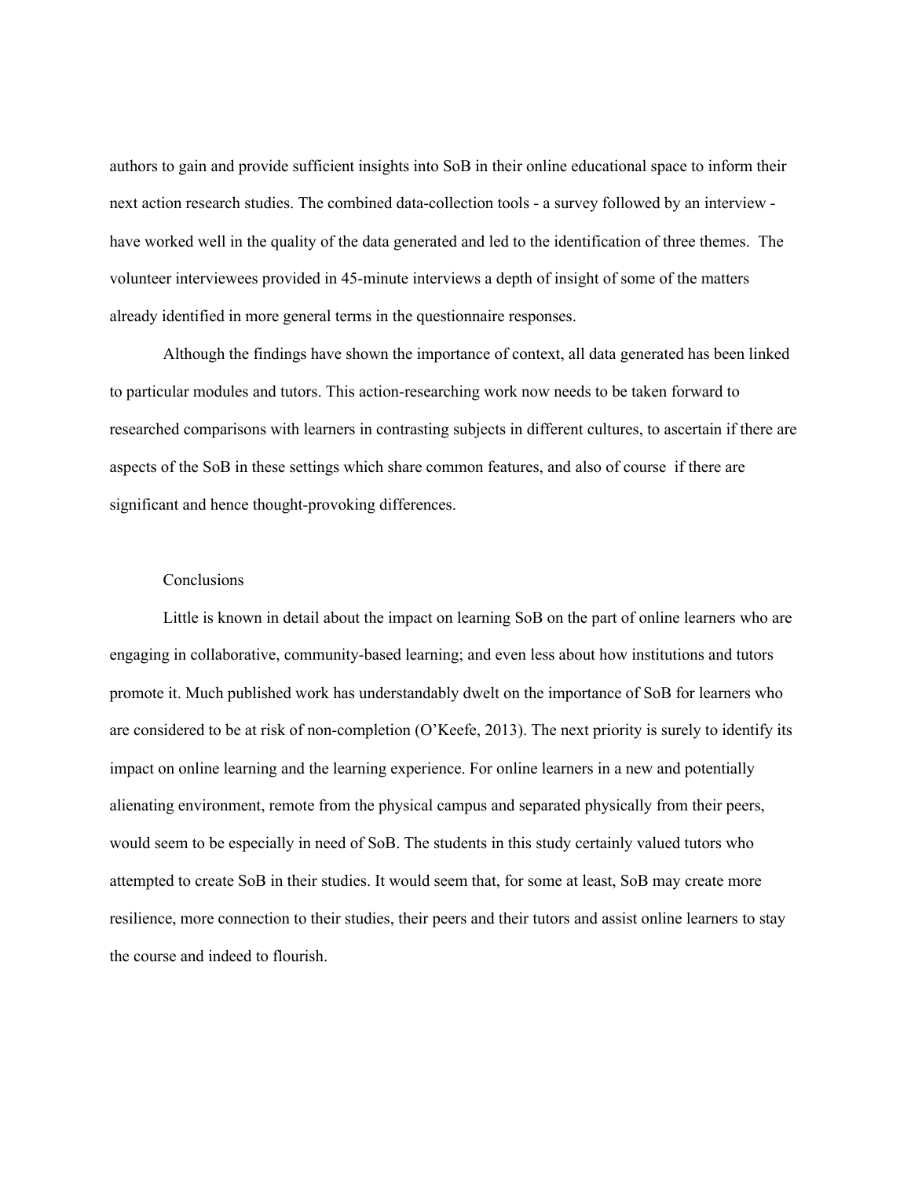authors to gain and provide sufficient insights into SoB in their online educational space to inform their next action research studies. The combined data-collection tools - a survey followed by an interview - have worked well in the quality of the data generated and led to the identification of three themes. The volunteer interviewees provided in 45-minute interviews a depth of insight of some of the matters already identified in more general terms in the questionnaire responses.

Although the findings have shown the importance of context, all data generated has been linked to particular modules and tutors. This action-researching work now needs to be taken forward to researched comparisons with learners in contrasting subjects in different cultures, to ascertain if there are aspects of the SoB in these settings which share common features, and also of course if there are significant and hence thought-provoking differences.

## Conclusions

Little is known in detail about the impact on learning SoB on the part of online learners who are engaging in collaborative, community-based learning; and even less about how institutions and tutors promote it. Much published work has understandably dwelt on the importance of SoB for learners who are considered to be at risk of non-completion (O'Keefe, 2013). The next priority is surely to identify its impact on online learning and the learning experience. For online learners in a new and potentially alienating environment, remote from the physical campus and separated physically from their peers, would seem to be especially in need of SoB. The students in this study certainly valued tutors who attempted to create SoB in their studies. It would seem that, for some at least, SoB may create more resilience, more connection to their studies, their peers and their tutors and assist online learners to stay the course and indeed to flourish.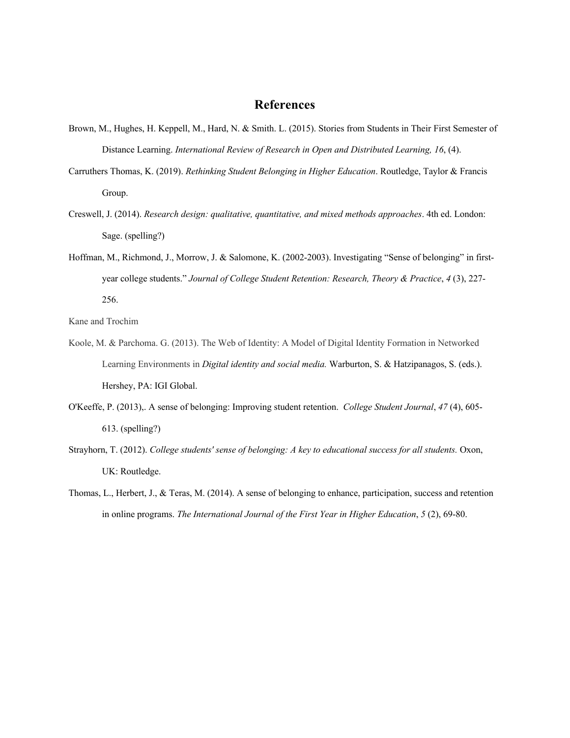## References

Brown, M., Hughes, H. Keppell, M., Hard, N. & Smith. L. (2015). Stories from Students in Their First Semester of Distance Learning. *International Review of Research in Open and Distributed Learning, 16*, (4).

Carruthers Thomas, K. (2019). *Rethinking Student Belonging in Higher Education*. Routledge, Taylor & Francis Group.

Creswell, J. (2014). *Research design: qualitative, quantitative, and mixed methods approaches*. 4th ed. London: Sage. (spelling?)

Hoffman, M., Richmond, J., Morrow, J. & Salomone, K. (2002-2003). Investigating "Sense of belonging" in first-year college students." *Journal of College Student Retention: Research, Theory & Practice*, *4* (3), 227-256.

Kane and Trochim

Koole, M. & Parchoma. G. (2013). The Web of Identity: A Model of Digital Identity Formation in Networked Learning Environments in *Digital identity and social media.* Warburton, S. & Hatzipanagos, S. (eds.). Hershey, PA: IGI Global.

O'Keeffe, P. (2013),. A sense of belonging: Improving student retention. *College Student Journal*, *47* (4), 605-613. (spelling?)

Strayhorn, T. (2012). *College students' sense of belonging: A key to educational success for all students.* Oxon, UK: Routledge.

Thomas, L., Herbert, J., & Teras, M. (2014). A sense of belonging to enhance, participation, success and retention in online programs. *The International Journal of the First Year in Higher Education*, *5* (2), 69-80.